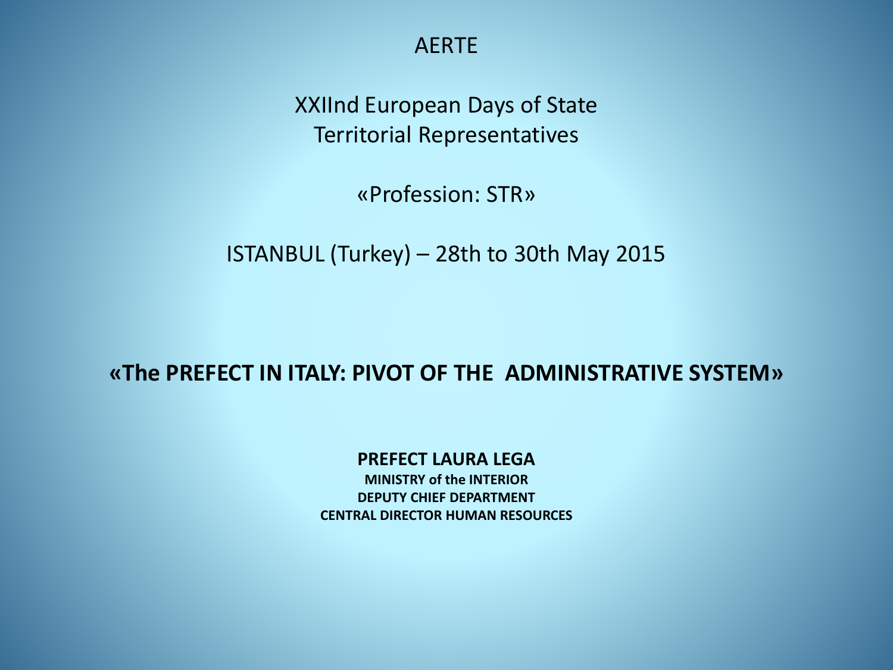AERTE

XXIInd European Days of State Territorial Representatives

«Profession: STR»

ISTANBUL (Turkey) – 28th to 30th May 2015

# «The PREFECT IN ITALY: PIVOT OF THE ADMINISTRATIVE SYSTEM»

**PREFECT LAURA LEGA**

**MINISTRY of the INTERIOR**

**DEPUTY CHIEF DEPARTMENT**

**CENTRAL DIRECTOR HUMAN RESOURCES**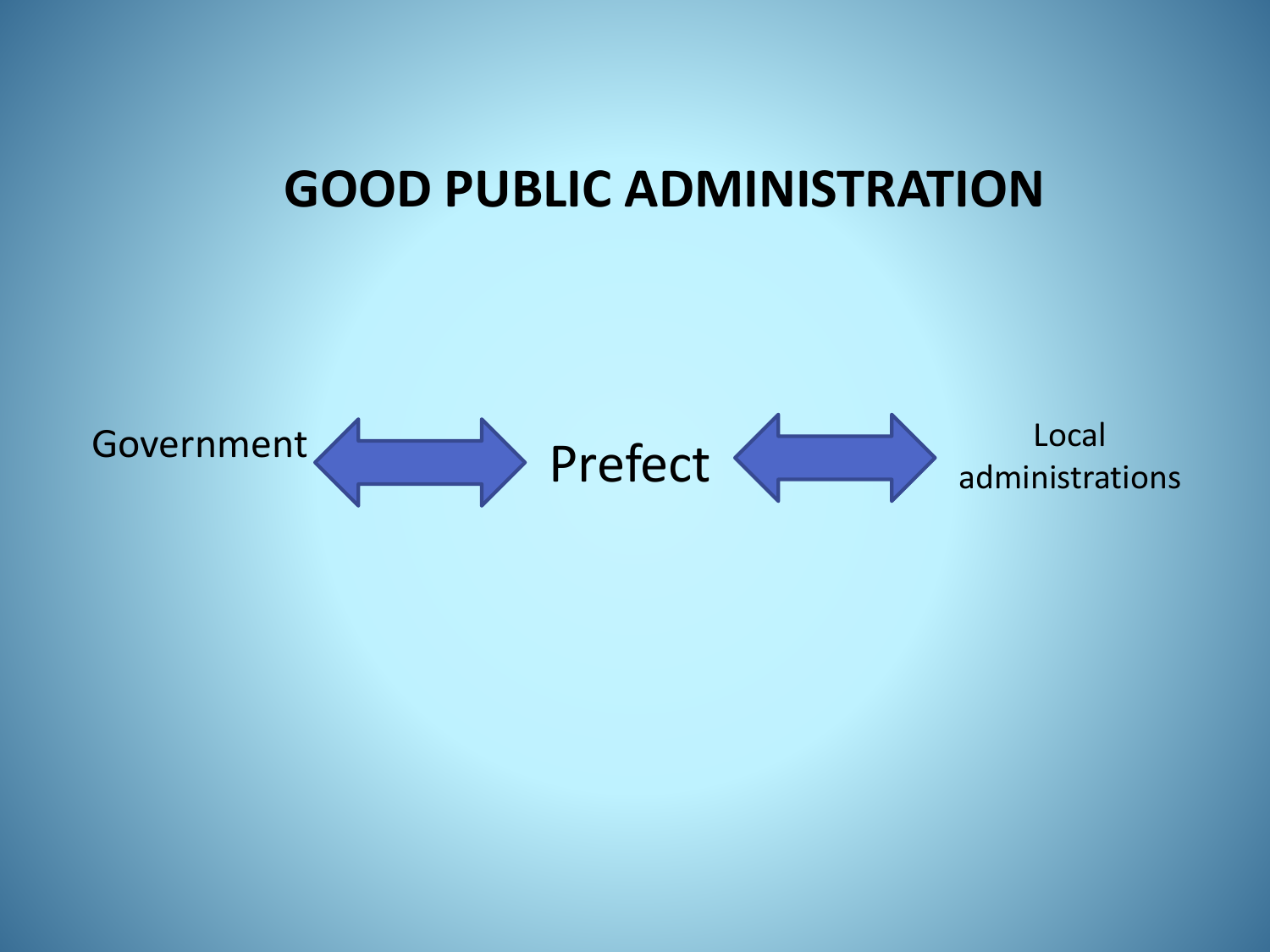# GOOD PUBLIC ADMINISTRATION

Government ⟷ Prefect ⟷ Local administrations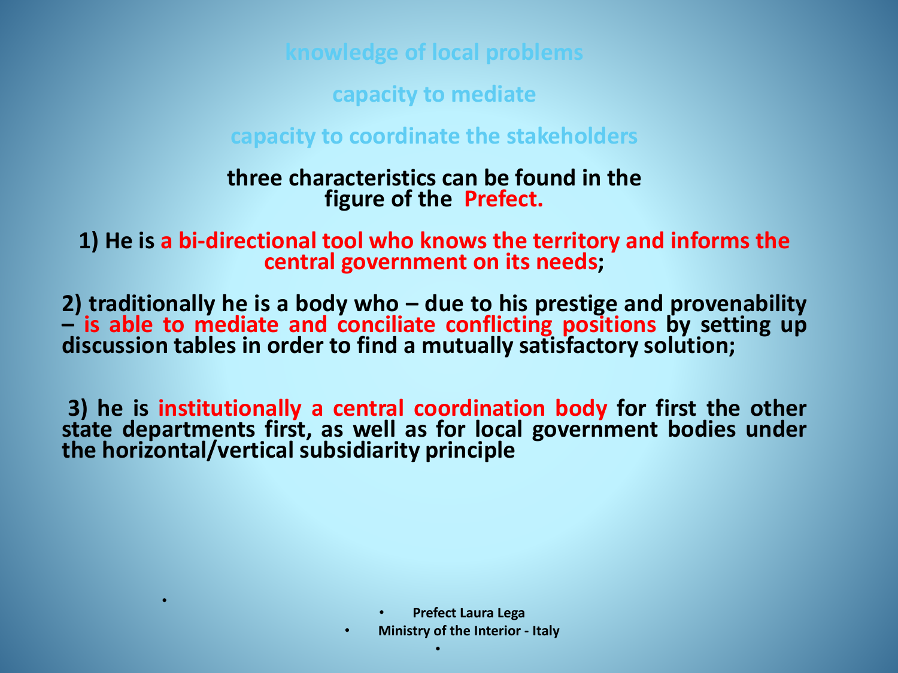**knowledge of local problems**

**capacity to mediate**

**capacity to coordinate the stakeholders**

**three characteristics can be found in the figure of the Prefect.**

**1) He is a bi-directional tool who knows the territory and informs the central government on its needs;**

**2) traditionally he is a body who – due to his prestige and provenability – is able to mediate and conciliate conflicting positions by setting up discussion tables in order to find a mutually satisfactory solution;**

**3) he is institutionally a central coordination body for first the other state departments first, as well as for local government bodies under the horizontal/vertical subsidiarity principle**

- **Prefect Laura Lega**
- **Ministry of the Interior - Italy**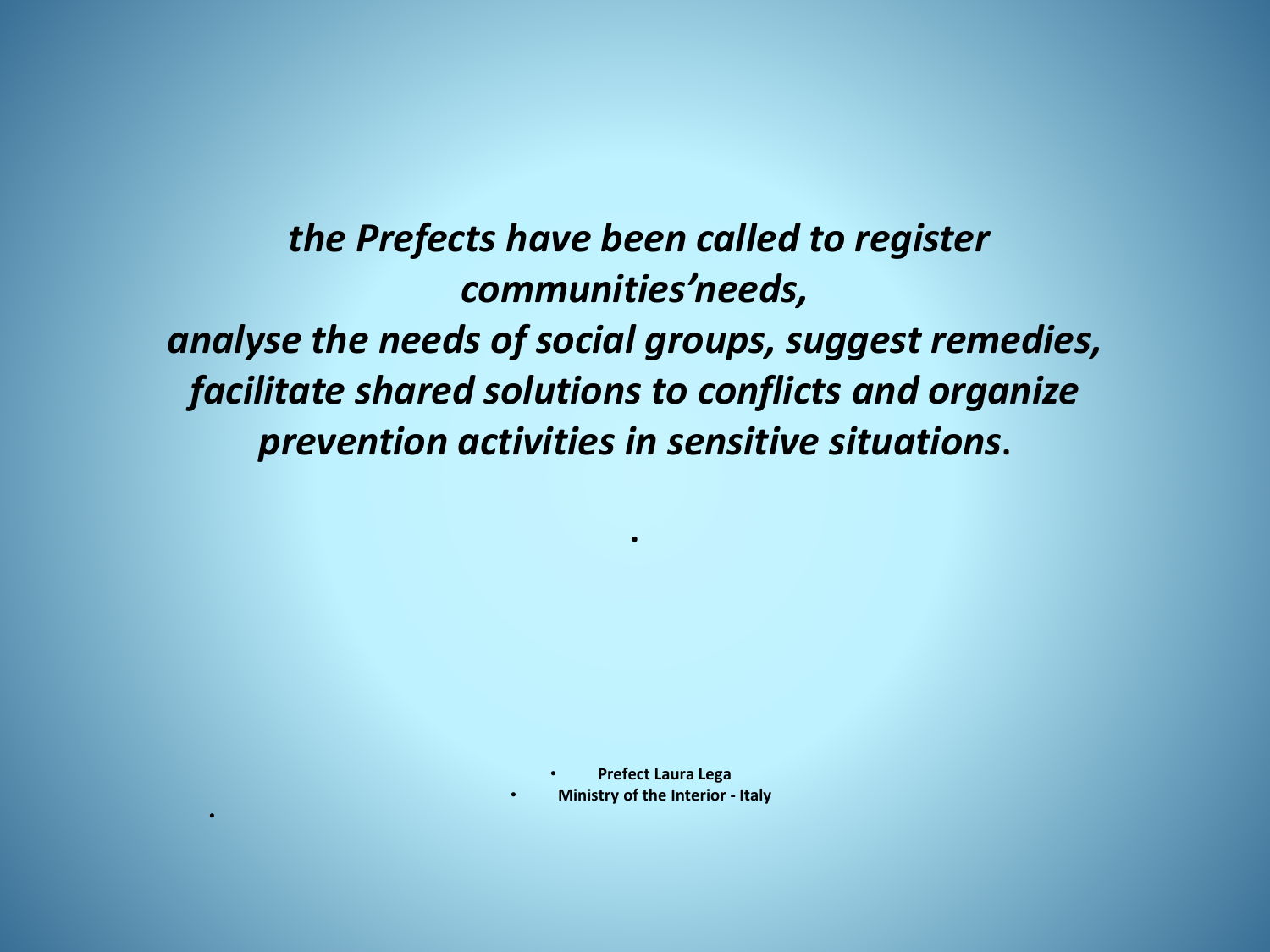***the Prefects have been called to register communities'needs, analyse the needs of social groups, suggest remedies, facilitate shared solutions to conflicts and organize prevention activities in sensitive situations*.**

- **Prefect Laura Lega**
- **Ministry of the Interior - Italy**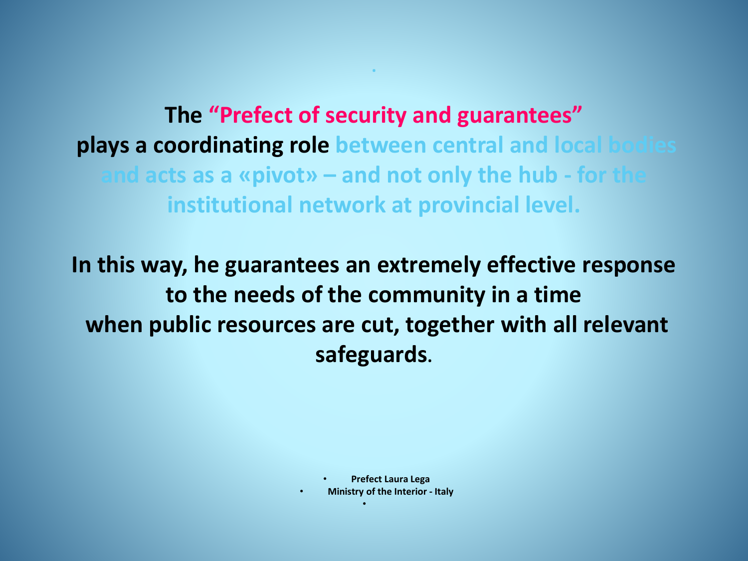**The "Prefect of security and guarantees" plays a coordinating role between central and local bodies and acts as a «pivot» – and not only the hub - for the institutional network at provincial level.**

**In this way, he guarantees an extremely effective response to the needs of the community in a time when public resources are cut, together with all relevant safeguards.**

- **Prefect Laura Lega**
- **Ministry of the Interior - Italy**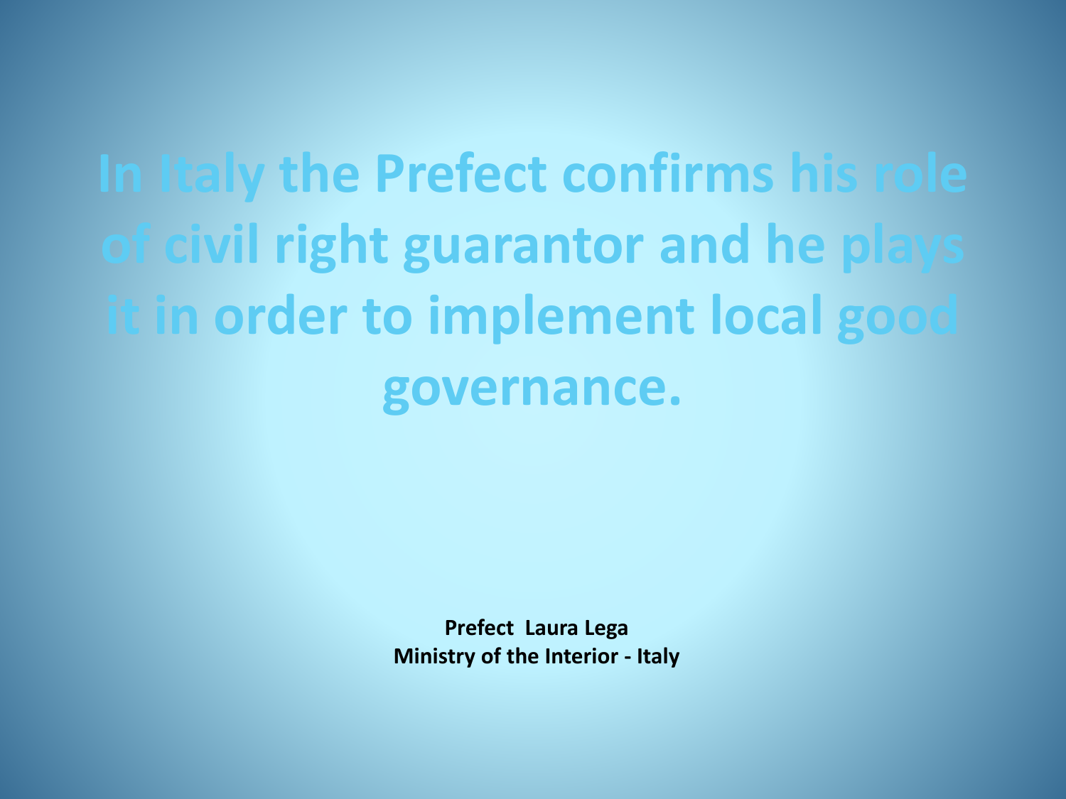# In Italy the Prefect confirms his role of civil right guarantor and he plays it in order to implement local good governance.

**Prefect Laura Lega**
**Ministry of the Interior - Italy**